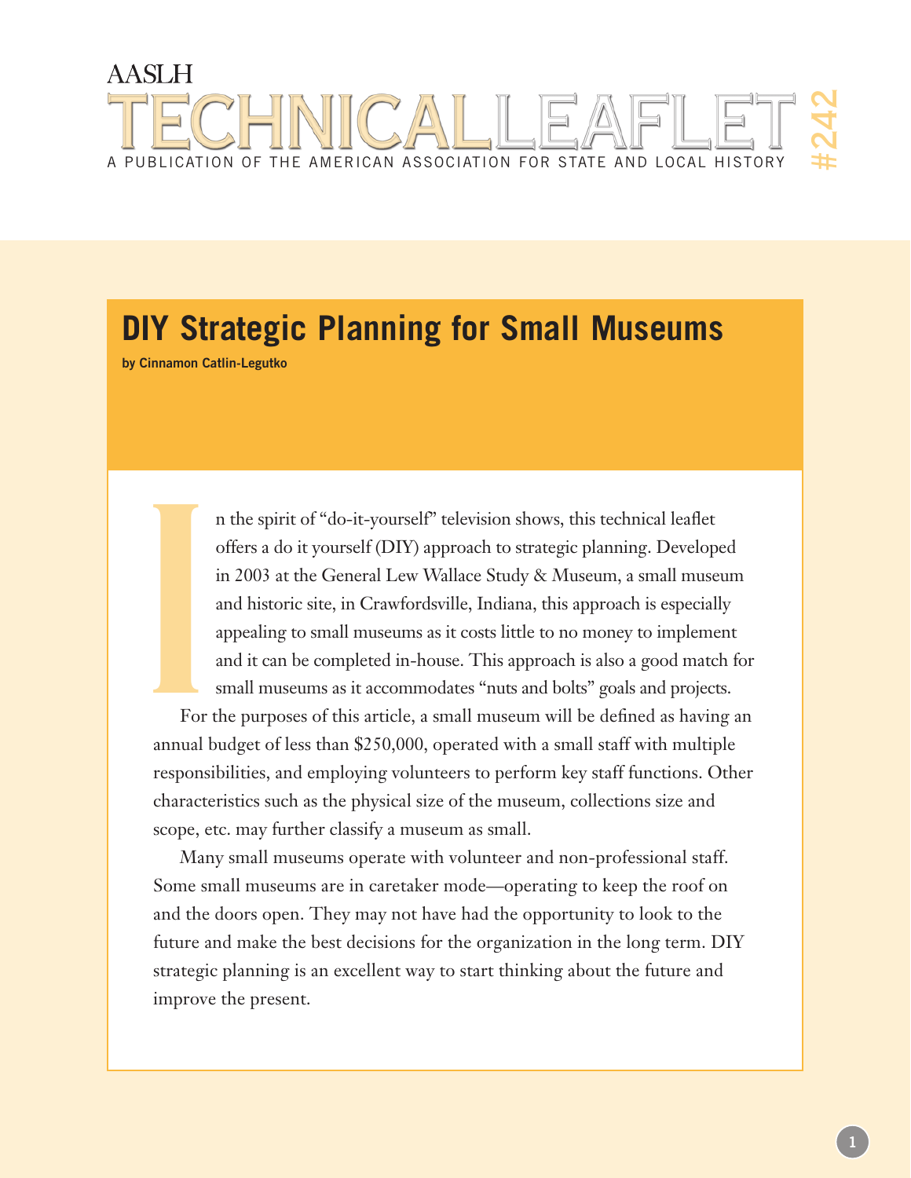AASLH

# TECHNICAL LEAFLET #242

A PUBLICATION OF THE AMERICAN ASSOCIATION FOR STATE AND LOCAL HISTORY

## DIY Strategic Planning for Small Museums

**by Cinnamon Catlin-Legutko**

In the spirit of "do-it-yourself" television shows, this technical leaflet offers a do it yourself (DIY) approach to strategic planning. Developed in 2003 at the General Lew Wallace Study & Museum, a small museum and historic site, in Crawfordsville, Indiana, this approach is especially appealing to small museums as it costs little to no money to implement and it can be completed in-house. This approach is also a good match for small museums as it accommodates "nuts and bolts" goals and projects.

For the purposes of this article, a small museum will be defined as having an annual budget of less than $250,000, operated with a small staff with multiple responsibilities, and employing volunteers to perform key staff functions. Other characteristics such as the physical size of the museum, collections size and scope, etc. may further classify a museum as small.

Many small museums operate with volunteer and non-professional staff. Some small museums are in caretaker mode—operating to keep the roof on and the doors open. They may not have had the opportunity to look to the future and make the best decisions for the organization in the long term. DIY strategic planning is an excellent way to start thinking about the future and improve the present.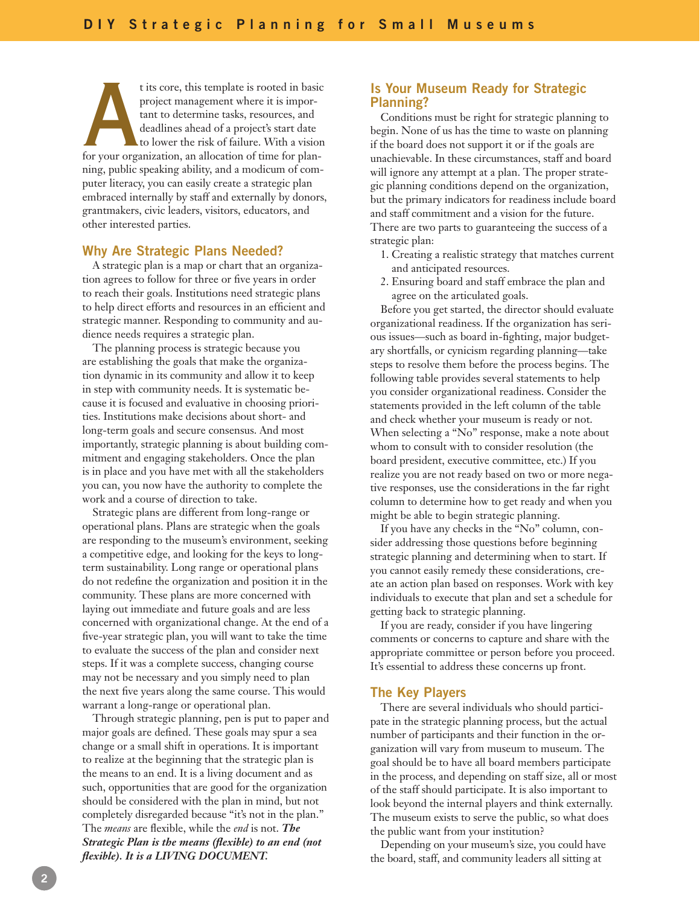At its core, this template is rooted in basic project management where it is important to determine tasks, resources, and deadlines ahead of a project's start date to lower the risk of failure. With a vision for your organization, an allocation of time for planning, public speaking ability, and a modicum of computer literacy, you can easily create a strategic plan embraced internally by staff and externally by donors, grantmakers, civic leaders, visitors, educators, and other interested parties.

## Why Are Strategic Plans Needed?

A strategic plan is a map or chart that an organization agrees to follow for three or five years in order to reach their goals. Institutions need strategic plans to help direct efforts and resources in an efficient and strategic manner. Responding to community and audience needs requires a strategic plan.

The planning process is strategic because you are establishing the goals that make the organization dynamic in its community and allow it to keep in step with community needs. It is systematic because it is focused and evaluative in choosing priorities. Institutions make decisions about short- and long-term goals and secure consensus. And most importantly, strategic planning is about building commitment and engaging stakeholders. Once the plan is in place and you have met with all the stakeholders you can, you now have the authority to complete the work and a course of direction to take.

Strategic plans are different from long-range or operational plans. Plans are strategic when the goals are responding to the museum's environment, seeking a competitive edge, and looking for the keys to long-term sustainability. Long range or operational plans do not redefine the organization and position it in the community. These plans are more concerned with laying out immediate and future goals and are less concerned with organizational change. At the end of a five-year strategic plan, you will want to take the time to evaluate the success of the plan and consider next steps. If it was a complete success, changing course may not be necessary and you simply need to plan the next five years along the same course. This would warrant a long-range or operational plan.

Through strategic planning, pen is put to paper and major goals are defined. These goals may spur a sea change or a small shift in operations. It is important to realize at the beginning that the strategic plan is the means to an end. It is a living document and as such, opportunities that are good for the organization should be considered with the plan in mind, but not completely disregarded because "it's not in the plan." The *means* are flexible, while the *end* is not. ***The Strategic Plan is the means (flexible) to an end (not flexible). It is a LIVING DOCUMENT.***

## Is Your Museum Ready for Strategic Planning?

Conditions must be right for strategic planning to begin. None of us has the time to waste on planning if the board does not support it or if the goals are unachievable. In these circumstances, staff and board will ignore any attempt at a plan. The proper strategic planning conditions depend on the organization, but the primary indicators for readiness include board and staff commitment and a vision for the future. There are two parts to guaranteeing the success of a strategic plan:

1. Creating a realistic strategy that matches current and anticipated resources.
2. Ensuring board and staff embrace the plan and agree on the articulated goals.

Before you get started, the director should evaluate organizational readiness. If the organization has serious issues—such as board in-fighting, major budgetary shortfalls, or cynicism regarding planning—take steps to resolve them before the process begins. The following table provides several statements to help you consider organizational readiness. Consider the statements provided in the left column of the table and check whether your museum is ready or not. When selecting a "No" response, make a note about whom to consult with to consider resolution (the board president, executive committee, etc.) If you realize you are not ready based on two or more negative responses, use the considerations in the far right column to determine how to get ready and when you might be able to begin strategic planning.

If you have any checks in the "No" column, consider addressing those questions before beginning strategic planning and determining when to start. If you cannot easily remedy these considerations, create an action plan based on responses. Work with key individuals to execute that plan and set a schedule for getting back to strategic planning.

If you are ready, consider if you have lingering comments or concerns to capture and share with the appropriate committee or person before you proceed. It's essential to address these concerns up front.

## The Key Players

There are several individuals who should participate in the strategic planning process, but the actual number of participants and their function in the organization will vary from museum to museum. The goal should be to have all board members participate in the process, and depending on staff size, all or most of the staff should participate. It is also important to look beyond the internal players and think externally. The museum exists to serve the public, so what does the public want from your institution?

Depending on your museum's size, you could have the board, staff, and community leaders all sitting at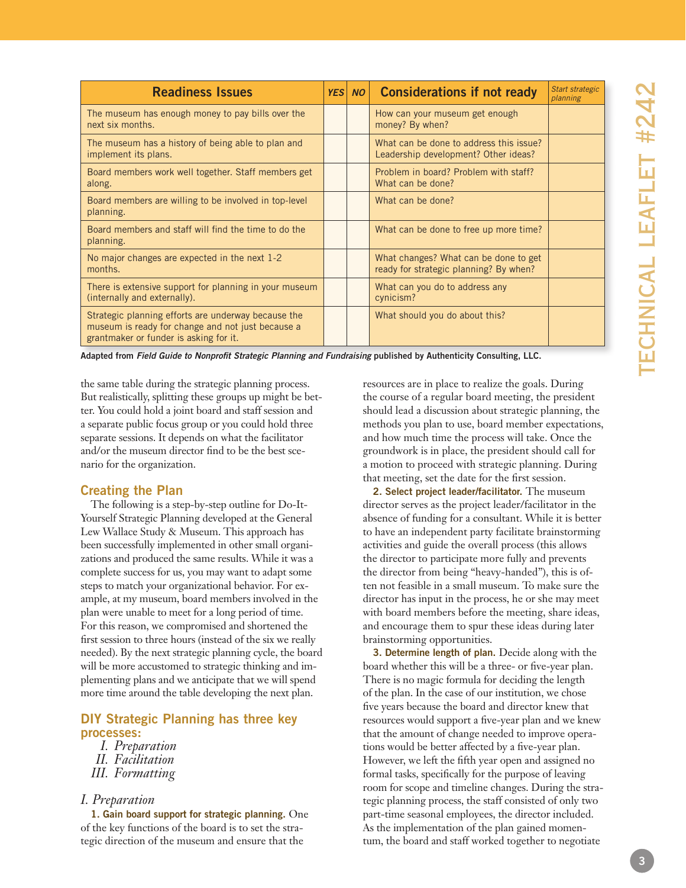| Readiness Issues | YES | NO | Considerations if not ready | Start strategic planning |
|---|---|---|---|---|
| The museum has enough money to pay bills over the next six months. | | | How can your museum get enough money? By when? | |
| The museum has a history of being able to plan and implement its plans. | | | What can be done to address this issue? Leadership development? Other ideas? | |
| Board members work well together. Staff members get along. | | | Problem in board? Problem with staff? What can be done? | |
| Board members are willing to be involved in top-level planning. | | | What can be done? | |
| Board members and staff will find the time to do the planning. | | | What can be done to free up more time? | |
| No major changes are expected in the next 1-2 months. | | | What changes? What can be done to get ready for strategic planning? By when? | |
| There is extensive support for planning in your museum (internally and externally). | | | What can you do to address any cynicism? | |
| Strategic planning efforts are underway because the museum is ready for change and not just because a grantmaker or funder is asking for it. | | | What should you do about this? | |

**Adapted from *Field Guide to Nonprofit Strategic Planning and Fundraising* published by Authenticity Consulting, LLC.**

the same table during the strategic planning process. But realistically, splitting these groups up might be better. You could hold a joint board and staff session and a separate public focus group or you could hold three separate sessions. It depends on what the facilitator and/or the museum director find to be the best scenario for the organization.

## Creating the Plan

The following is a step-by-step outline for Do-It-Yourself Strategic Planning developed at the General Lew Wallace Study & Museum. This approach has been successfully implemented in other small organizations and produced the same results. While it was a complete success for us, you may want to adapt some steps to match your organizational behavior. For example, at my museum, board members involved in the plan were unable to meet for a long period of time. For this reason, we compromised and shortened the first session to three hours (instead of the six we really needed). By the next strategic planning cycle, the board will be more accustomed to strategic thinking and implementing plans and we anticipate that we will spend more time around the table developing the next plan.

## DIY Strategic Planning has three key processes:

*I. Preparation*
*II. Facilitation*
*III. Formatting*

### *I. Preparation*

**1. Gain board support for strategic planning.** One of the key functions of the board is to set the strategic direction of the museum and ensure that the resources are in place to realize the goals. During the course of a regular board meeting, the president should lead a discussion about strategic planning, the methods you plan to use, board member expectations, and how much time the process will take. Once the groundwork is in place, the president should call for a motion to proceed with strategic planning. During that meeting, set the date for the first session.

**2. Select project leader/facilitator.** The museum director serves as the project leader/facilitator in the absence of funding for a consultant. While it is better to have an independent party facilitate brainstorming activities and guide the overall process (this allows the director to participate more fully and prevents the director from being "heavy-handed"), this is often not feasible in a small museum. To make sure the director has input in the process, he or she may meet with board members before the meeting, share ideas, and encourage them to spur these ideas during later brainstorming opportunities.

**3. Determine length of plan.** Decide along with the board whether this will be a three- or five-year plan. There is no magic formula for deciding the length of the plan. In the case of our institution, we chose five years because the board and director knew that resources would support a five-year plan and we knew that the amount of change needed to improve operations would be better affected by a five-year plan. However, we left the fifth year open and assigned no formal tasks, specifically for the purpose of leaving room for scope and timeline changes. During the strategic planning process, the staff consisted of only two part-time seasonal employees, the director included. As the implementation of the plan gained momentum, the board and staff worked together to negotiate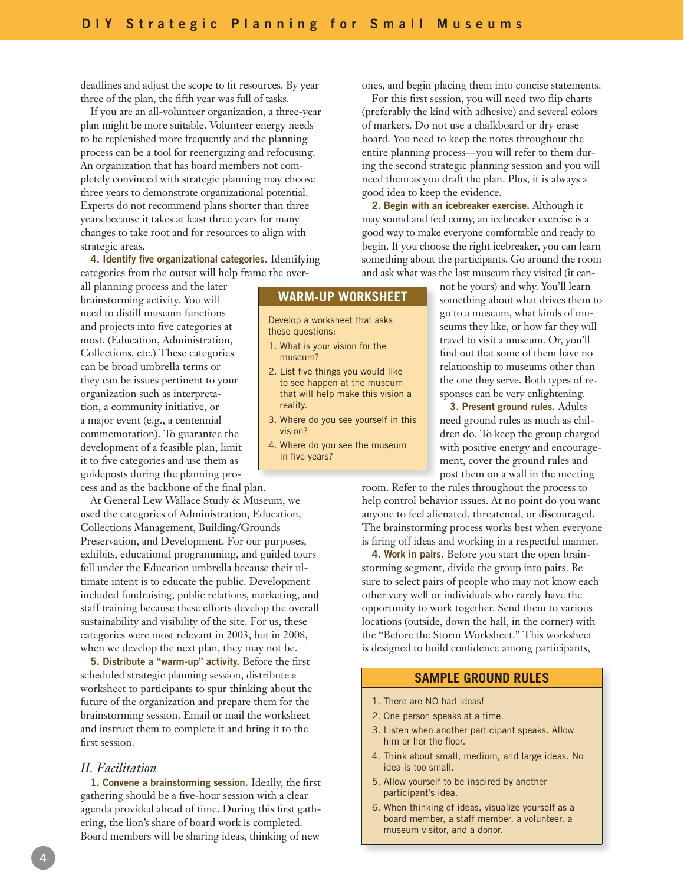deadlines and adjust the scope to fit resources. By year three of the plan, the fifth year was full of tasks.

If you are an all-volunteer organization, a three-year plan might be more suitable. Volunteer energy needs to be replenished more frequently and the planning process can be a tool for reenergizing and refocusing. An organization that has board members not completely convinced with strategic planning may choose three years to demonstrate organizational potential. Experts do not recommend plans shorter than three years because it takes at least three years for many changes to take root and for resources to align with strategic areas.

**4. Identify five organizational categories.** Identifying categories from the outset will help frame the overall planning process and the later brainstorming activity. You will need to distill museum functions and projects into five categories at most. (Education, Administration, Collections, etc.) These categories can be broad umbrella terms or they can be issues pertinent to your organization such as interpretation, a community initiative, or a major event (e.g., a centennial commemoration). To guarantee the development of a feasible plan, limit it to five categories and use them as guideposts during the planning process and as the backbone of the final plan.

At General Lew Wallace Study & Museum, we used the categories of Administration, Education, Collections Management, Building/Grounds Preservation, and Development. For our purposes, exhibits, educational programming, and guided tours fell under the Education umbrella because their ultimate intent is to educate the public. Development included fundraising, public relations, marketing, and staff training because these efforts develop the overall sustainability and visibility of the site. For us, these categories were most relevant in 2003, but in 2008, when we develop the next plan, they may not be.

**5. Distribute a "warm-up" activity.** Before the first scheduled strategic planning session, distribute a worksheet to participants to spur thinking about the future of the organization and prepare them for the brainstorming session. Email or mail the worksheet and instruct them to complete it and bring it to the first session.

### WARM-UP WORKSHEET

Develop a worksheet that asks these questions:

1. What is your vision for the museum?
2. List five things you would like to see happen at the museum that will help make this vision a reality.
3. Where do you see yourself in this vision?
4. Where do you see the museum in five years?

## *II. Facilitation*

**1. Convene a brainstorming session.** Ideally, the first gathering should be a five-hour session with a clear agenda provided ahead of time. During this first gathering, the lion's share of board work is completed. Board members will be sharing ideas, thinking of new ones, and begin placing them into concise statements.

For this first session, you will need two flip charts (preferably the kind with adhesive) and several colors of markers. Do not use a chalkboard or dry erase board. You need to keep the notes throughout the entire planning process—you will refer to them during the second strategic planning session and you will need them as you draft the plan. Plus, it is always a good idea to keep the evidence.

**2. Begin with an icebreaker exercise.** Although it may sound and feel corny, an icebreaker exercise is a good way to make everyone comfortable and ready to begin. If you choose the right icebreaker, you can learn something about the participants. Go around the room and ask what was the last museum they visited (it cannot be yours) and why. You'll learn something about what drives them to go to a museum, what kinds of museums they like, or how far they will travel to visit a museum. Or, you'll find out that some of them have no relationship to museums other than the one they serve. Both types of responses can be very enlightening.

**3. Present ground rules.** Adults need ground rules as much as children do. To keep the group charged with positive energy and encouragement, cover the ground rules and post them on a wall in the meeting room. Refer to the rules throughout the process to help control behavior issues. At no point do you want anyone to feel alienated, threatened, or discouraged. The brainstorming process works best when everyone is firing off ideas and working in a respectful manner.

**4. Work in pairs.** Before you start the open brainstorming segment, divide the group into pairs. Be sure to select pairs of people who may not know each other very well or individuals who rarely have the opportunity to work together. Send them to various locations (outside, down the hall, in the corner) with the "Before the Storm Worksheet." This worksheet is designed to build confidence among participants,

### SAMPLE GROUND RULES

1. There are NO bad ideas!
2. One person speaks at a time.
3. Listen when another participant speaks. Allow him or her the floor.
4. Think about small, medium, and large ideas. No idea is too small.
5. Allow yourself to be inspired by another participant's idea.
6. When thinking of ideas, visualize yourself as a board member, a staff member, a volunteer, a museum visitor, and a donor.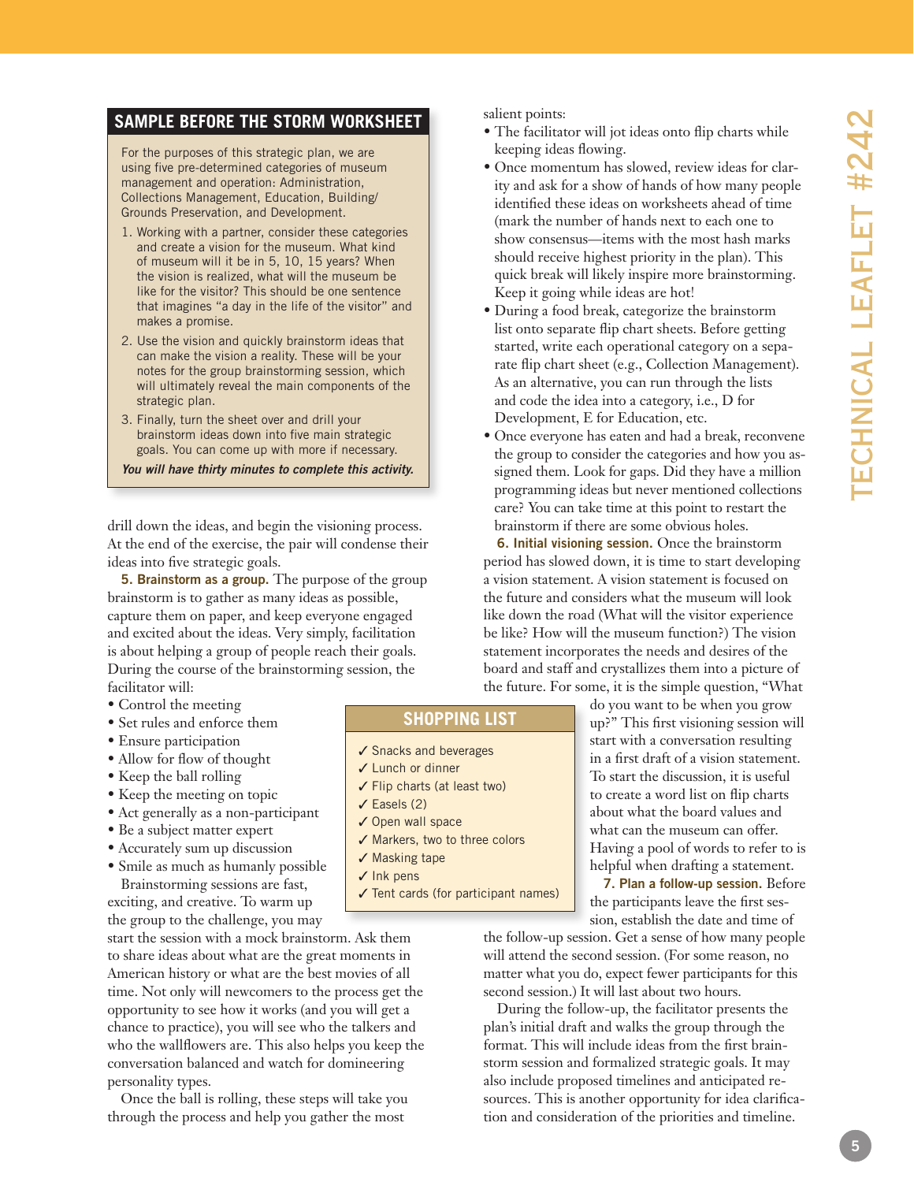## SAMPLE BEFORE THE STORM WORKSHEET

For the purposes of this strategic plan, we are using five pre-determined categories of museum management and operation: Administration, Collections Management, Education, Building/Grounds Preservation, and Development.

1. Working with a partner, consider these categories and create a vision for the museum. What kind of museum will it be in 5, 10, 15 years? When the vision is realized, what will the museum be like for the visitor? This should be one sentence that imagines "a day in the life of the visitor" and makes a promise.
2. Use the vision and quickly brainstorm ideas that can make the vision a reality. These will be your notes for the group brainstorming session, which will ultimately reveal the main components of the strategic plan.
3. Finally, turn the sheet over and drill your brainstorm ideas down into five main strategic goals. You can come up with more if necessary.

***You will have thirty minutes to complete this activity.***

drill down the ideas, and begin the visioning process. At the end of the exercise, the pair will condense their ideas into five strategic goals.

**5. Brainstorm as a group.** The purpose of the group brainstorm is to gather as many ideas as possible, capture them on paper, and keep everyone engaged and excited about the ideas. Very simply, facilitation is about helping a group of people reach their goals. During the course of the brainstorming session, the facilitator will:

- Control the meeting
- Set rules and enforce them
- Ensure participation
- Allow for flow of thought
- Keep the ball rolling
- Keep the meeting on topic
- Act generally as a non-participant
- Be a subject matter expert
- Accurately sum up discussion
- Smile as much as humanly possible

Brainstorming sessions are fast, exciting, and creative. To warm up the group to the challenge, you may start the session with a mock brainstorm. Ask them to share ideas about what are the great moments in American history or what are the best movies of all time. Not only will newcomers to the process get the opportunity to see how it works (and you will get a chance to practice), you will see who the talkers and who the wallflowers are. This also helps you keep the conversation balanced and watch for domineering personality types.

Once the ball is rolling, these steps will take you through the process and help you gather the most salient points:

- The facilitator will jot ideas onto flip charts while keeping ideas flowing.
- Once momentum has slowed, review ideas for clarity and ask for a show of hands of how many people identified these ideas on worksheets ahead of time (mark the number of hands next to each one to show consensus—items with the most hash marks should receive highest priority in the plan). This quick break will likely inspire more brainstorming. Keep it going while ideas are hot!
- During a food break, categorize the brainstorm list onto separate flip chart sheets. Before getting started, write each operational category on a separate flip chart sheet (e.g., Collection Management). As an alternative, you can run through the lists and code the idea into a category, i.e., D for Development, E for Education, etc.
- Once everyone has eaten and had a break, reconvene the group to consider the categories and how you assigned them. Look for gaps. Did they have a million programming ideas but never mentioned collections care? You can take time at this point to restart the brainstorm if there are some obvious holes.

**6. Initial visioning session.** Once the brainstorm period has slowed down, it is time to start developing a vision statement. A vision statement is focused on the future and considers what the museum will look like down the road (What will the visitor experience be like? How will the museum function?) The vision statement incorporates the needs and desires of the board and staff and crystallizes them into a picture of the future. For some, it is the simple question, "What do you want to be when you grow up?" This first visioning session will start with a conversation resulting in a first draft of a vision statement. To start the discussion, it is useful to create a word list on flip charts about what the board values and what can the museum can offer. Having a pool of words to refer to is helpful when drafting a statement.

## SHOPPING LIST

- ✓ Snacks and beverages
- ✓ Lunch or dinner
- ✓ Flip charts (at least two)
- ✓ Easels (2)
- ✓ Open wall space
- ✓ Markers, two to three colors
- ✓ Masking tape
- ✓ Ink pens
- ✓ Tent cards (for participant names)

**7. Plan a follow-up session.** Before the participants leave the first session, establish the date and time of the follow-up session. Get a sense of how many people will attend the second session. (For some reason, no matter what you do, expect fewer participants for this second session.) It will last about two hours.

During the follow-up, the facilitator presents the plan's initial draft and walks the group through the format. This will include ideas from the first brainstorm session and formalized strategic goals. It may also include proposed timelines and anticipated resources. This is another opportunity for idea clarification and consideration of the priorities and timeline.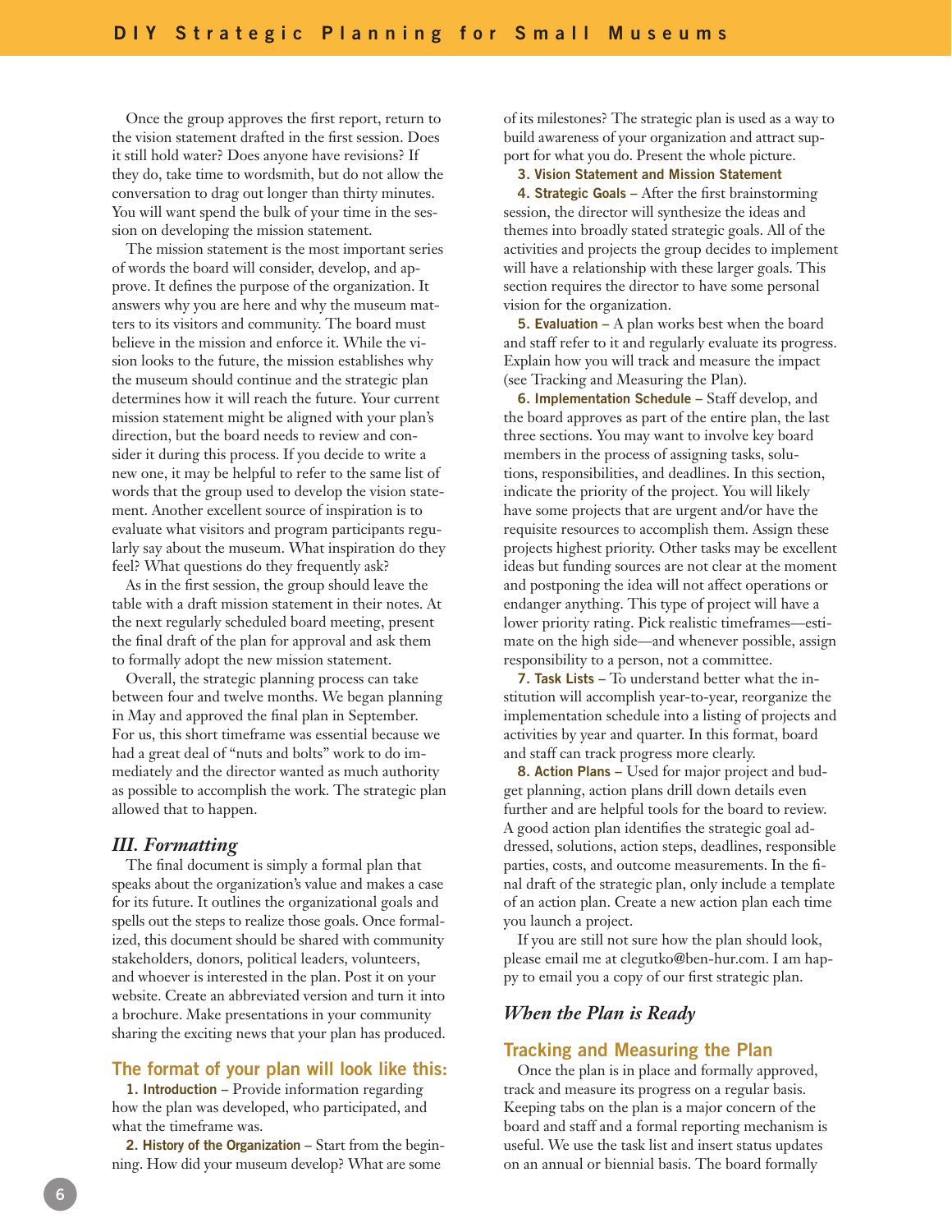Once the group approves the first report, return to the vision statement drafted in the first session. Does it still hold water? Does anyone have revisions? If they do, take time to wordsmith, but do not allow the conversation to drag out longer than thirty minutes. You will want spend the bulk of your time in the session on developing the mission statement.

The mission statement is the most important series of words the board will consider, develop, and approve. It defines the purpose of the organization. It answers why you are here and why the museum matters to its visitors and community. The board must believe in the mission and enforce it. While the vision looks to the future, the mission establishes why the museum should continue and the strategic plan determines how it will reach the future. Your current mission statement might be aligned with your plan's direction, but the board needs to review and consider it during this process. If you decide to write a new one, it may be helpful to refer to the same list of words that the group used to develop the vision statement. Another excellent source of inspiration is to evaluate what visitors and program participants regularly say about the museum. What inspiration do they feel? What questions do they frequently ask?

As in the first session, the group should leave the table with a draft mission statement in their notes. At the next regularly scheduled board meeting, present the final draft of the plan for approval and ask them to formally adopt the new mission statement.

Overall, the strategic planning process can take between four and twelve months. We began planning in May and approved the final plan in September. For us, this short timeframe was essential because we had a great deal of "nuts and bolts" work to do immediately and the director wanted as much authority as possible to accomplish the work. The strategic plan allowed that to happen.

## *III. Formatting*

The final document is simply a formal plan that speaks about the organization's value and makes a case for its future. It outlines the organizational goals and spells out the steps to realize those goals. Once formalized, this document should be shared with community stakeholders, donors, political leaders, volunteers, and whoever is interested in the plan. Post it on your website. Create an abbreviated version and turn it into a brochure. Make presentations in your community sharing the exciting news that your plan has produced.

### The format of your plan will look like this:

**1. Introduction** – Provide information regarding how the plan was developed, who participated, and what the timeframe was.

**2. History of the Organization** – Start from the beginning. How did your museum develop? What are some of its milestones? The strategic plan is used as a way to build awareness of your organization and attract support for what you do. Present the whole picture.

**3. Vision Statement and Mission Statement**

**4. Strategic Goals** – After the first brainstorming session, the director will synthesize the ideas and themes into broadly stated strategic goals. All of the activities and projects the group decides to implement will have a relationship with these larger goals. This section requires the director to have some personal vision for the organization.

**5. Evaluation** – A plan works best when the board and staff refer to it and regularly evaluate its progress. Explain how you will track and measure the impact (see Tracking and Measuring the Plan).

**6. Implementation Schedule** – Staff develop, and the board approves as part of the entire plan, the last three sections. You may want to involve key board members in the process of assigning tasks, solutions, responsibilities, and deadlines. In this section, indicate the priority of the project. You will likely have some projects that are urgent and/or have the requisite resources to accomplish them. Assign these projects highest priority. Other tasks may be excellent ideas but funding sources are not clear at the moment and postponing the idea will not affect operations or endanger anything. This type of project will have a lower priority rating. Pick realistic timeframes—estimate on the high side—and whenever possible, assign responsibility to a person, not a committee.

**7. Task Lists** – To understand better what the institution will accomplish year-to-year, reorganize the implementation schedule into a listing of projects and activities by year and quarter. In this format, board and staff can track progress more clearly.

**8. Action Plans** – Used for major project and budget planning, action plans drill down details even further and are helpful tools for the board to review. A good action plan identifies the strategic goal addressed, solutions, action steps, deadlines, responsible parties, costs, and outcome measurements. In the final draft of the strategic plan, only include a template of an action plan. Create a new action plan each time you launch a project.

If you are still not sure how the plan should look, please email me at clegutko@ben-hur.com. I am happy to email you a copy of our first strategic plan.

## *When the Plan is Ready*

### Tracking and Measuring the Plan

Once the plan is in place and formally approved, track and measure its progress on a regular basis. Keeping tabs on the plan is a major concern of the board and staff and a formal reporting mechanism is useful. We use the task list and insert status updates on an annual or biennial basis. The board formally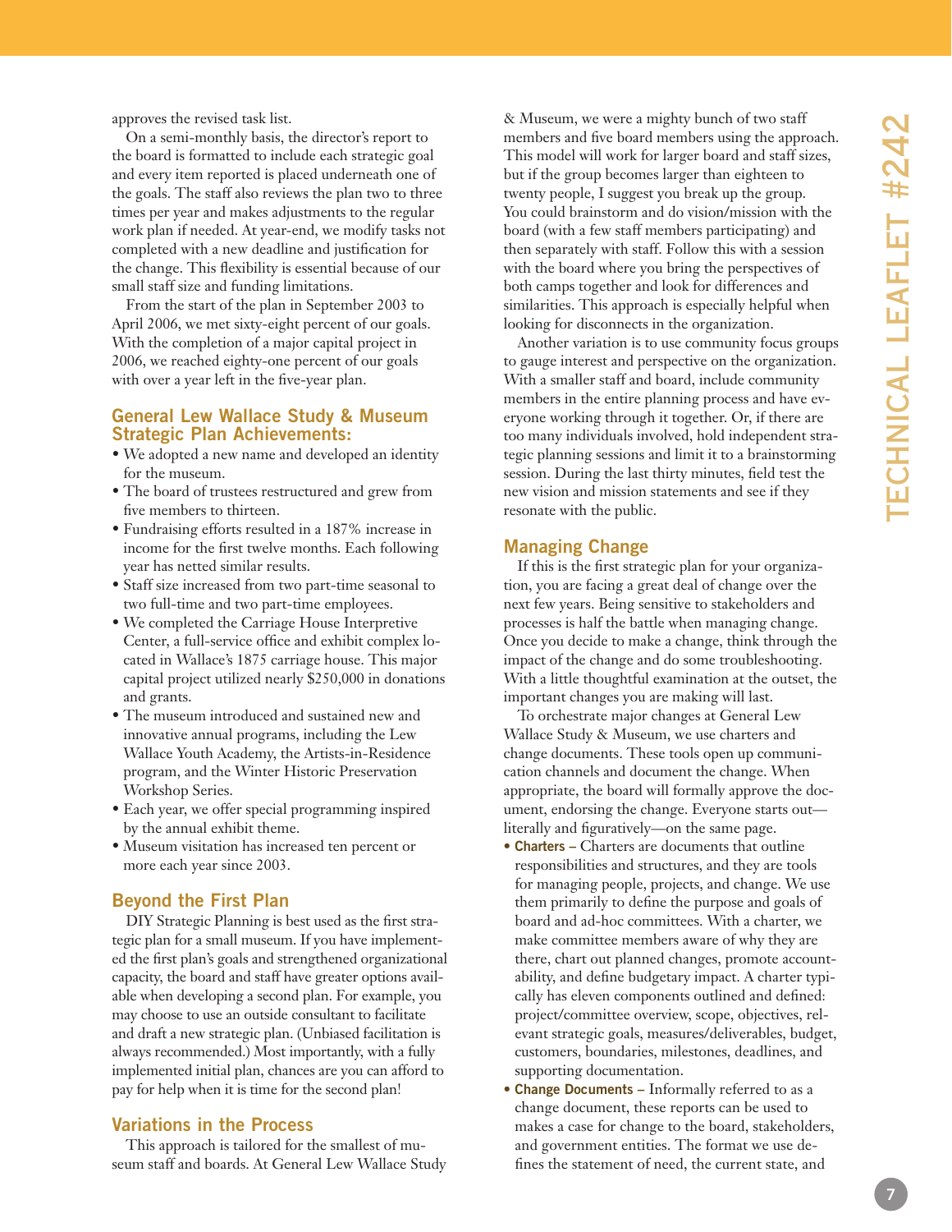approves the revised task list.

On a semi-monthly basis, the director's report to the board is formatted to include each strategic goal and every item reported is placed underneath one of the goals. The staff also reviews the plan two to three times per year and makes adjustments to the regular work plan if needed. At year-end, we modify tasks not completed with a new deadline and justification for the change. This flexibility is essential because of our small staff size and funding limitations.

From the start of the plan in September 2003 to April 2006, we met sixty-eight percent of our goals. With the completion of a major capital project in 2006, we reached eighty-one percent of our goals with over a year left in the five-year plan.

## General Lew Wallace Study & Museum Strategic Plan Achievements:

- We adopted a new name and developed an identity for the museum.
- The board of trustees restructured and grew from five members to thirteen.
- Fundraising efforts resulted in a 187% increase in income for the first twelve months. Each following year has netted similar results.
- Staff size increased from two part-time seasonal to two full-time and two part-time employees.
- We completed the Carriage House Interpretive Center, a full-service office and exhibit complex located in Wallace's 1875 carriage house. This major capital project utilized nearly $250,000 in donations and grants.
- The museum introduced and sustained new and innovative annual programs, including the Lew Wallace Youth Academy, the Artists-in-Residence program, and the Winter Historic Preservation Workshop Series.
- Each year, we offer special programming inspired by the annual exhibit theme.
- Museum visitation has increased ten percent or more each year since 2003.

## Beyond the First Plan

DIY Strategic Planning is best used as the first strategic plan for a small museum. If you have implemented the first plan's goals and strengthened organizational capacity, the board and staff have greater options available when developing a second plan. For example, you may choose to use an outside consultant to facilitate and draft a new strategic plan. (Unbiased facilitation is always recommended.) Most importantly, with a fully implemented initial plan, chances are you can afford to pay for help when it is time for the second plan!

## Variations in the Process

This approach is tailored for the smallest of museum staff and boards. At General Lew Wallace Study & Museum, we were a mighty bunch of two staff members and five board members using the approach. This model will work for larger board and staff sizes, but if the group becomes larger than eighteen to twenty people, I suggest you break up the group. You could brainstorm and do vision/mission with the board (with a few staff members participating) and then separately with staff. Follow this with a session with the board where you bring the perspectives of both camps together and look for differences and similarities. This approach is especially helpful when looking for disconnects in the organization.

Another variation is to use community focus groups to gauge interest and perspective on the organization. With a smaller staff and board, include community members in the entire planning process and have everyone working through it together. Or, if there are too many individuals involved, hold independent strategic planning sessions and limit it to a brainstorming session. During the last thirty minutes, field test the new vision and mission statements and see if they resonate with the public.

## Managing Change

If this is the first strategic plan for your organization, you are facing a great deal of change over the next few years. Being sensitive to stakeholders and processes is half the battle when managing change. Once you decide to make a change, think through the impact of the change and do some troubleshooting. With a little thoughtful examination at the outset, the important changes you are making will last.

To orchestrate major changes at General Lew Wallace Study & Museum, we use charters and change documents. These tools open up communication channels and document the change. When appropriate, the board will formally approve the document, endorsing the change. Everyone starts out—literally and figuratively—on the same page.

- **Charters** – Charters are documents that outline responsibilities and structures, and they are tools for managing people, projects, and change. We use them primarily to define the purpose and goals of board and ad-hoc committees. With a charter, we make committee members aware of why they are there, chart out planned changes, promote accountability, and define budgetary impact. A charter typically has eleven components outlined and defined: project/committee overview, scope, objectives, relevant strategic goals, measures/deliverables, budget, customers, boundaries, milestones, deadlines, and supporting documentation.
- **Change Documents** – Informally referred to as a change document, these reports can be used to makes a case for change to the board, stakeholders, and government entities. The format we use defines the statement of need, the current state, and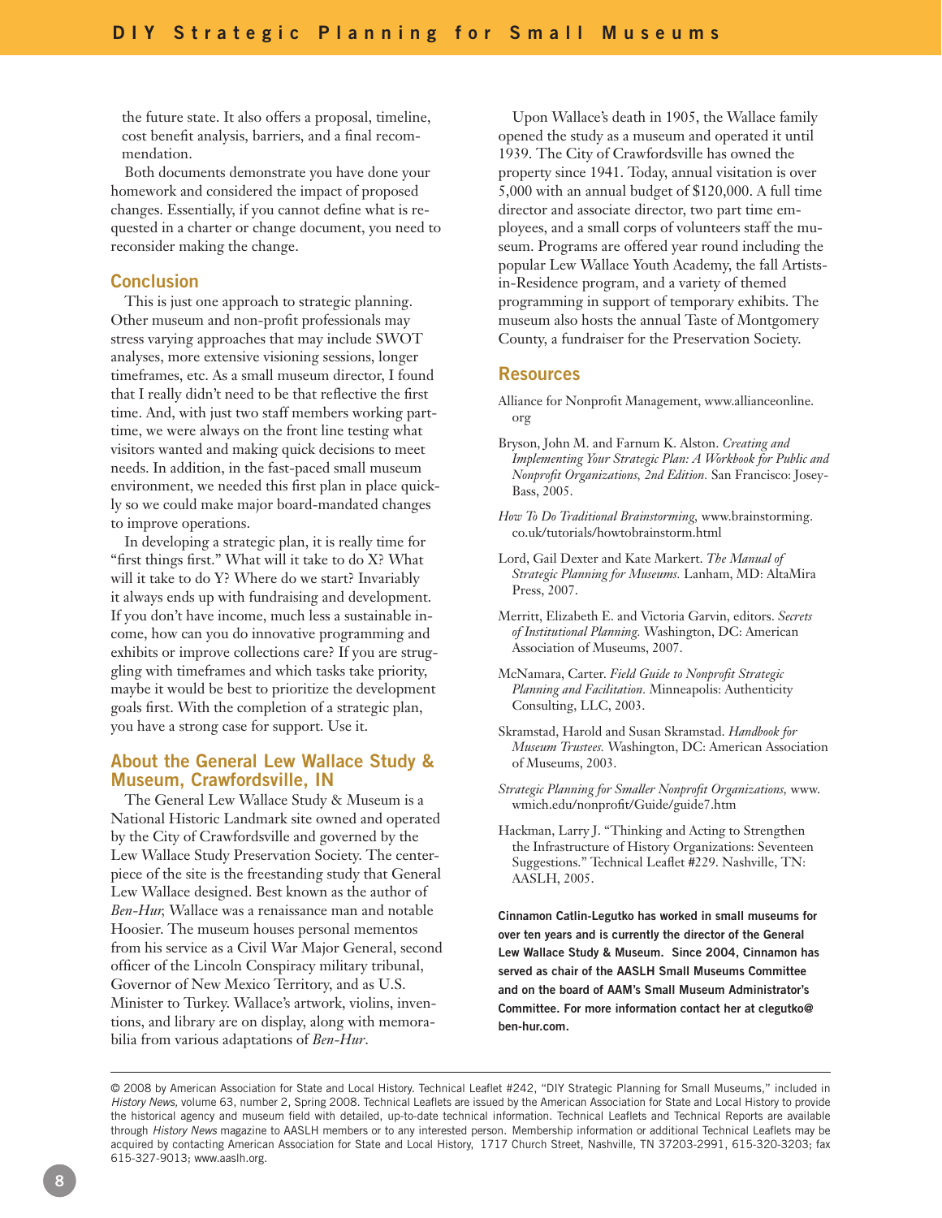the future state. It also offers a proposal, timeline, cost benefit analysis, barriers, and a final recommendation.

Both documents demonstrate you have done your homework and considered the impact of proposed changes. Essentially, if you cannot define what is requested in a charter or change document, you need to reconsider making the change.

## Conclusion

This is just one approach to strategic planning. Other museum and non-profit professionals may stress varying approaches that may include SWOT analyses, more extensive visioning sessions, longer timeframes, etc. As a small museum director, I found that I really didn't need to be that reflective the first time. And, with just two staff members working part-time, we were always on the front line testing what visitors wanted and making quick decisions to meet needs. In addition, in the fast-paced small museum environment, we needed this first plan in place quickly so we could make major board-mandated changes to improve operations.

In developing a strategic plan, it is really time for "first things first." What will it take to do X? What will it take to do Y? Where do we start? Invariably it always ends up with fundraising and development. If you don't have income, much less a sustainable income, how can you do innovative programming and exhibits or improve collections care? If you are struggling with timeframes and which tasks take priority, maybe it would be best to prioritize the development goals first. With the completion of a strategic plan, you have a strong case for support. Use it.

## About the General Lew Wallace Study & Museum, Crawfordsville, IN

The General Lew Wallace Study & Museum is a National Historic Landmark site owned and operated by the City of Crawfordsville and governed by the Lew Wallace Study Preservation Society. The centerpiece of the site is the freestanding study that General Lew Wallace designed. Best known as the author of *Ben-Hur*, Wallace was a renaissance man and notable Hoosier. The museum houses personal mementos from his service as a Civil War Major General, second officer of the Lincoln Conspiracy military tribunal, Governor of New Mexico Territory, and as U.S. Minister to Turkey. Wallace's artwork, violins, inventions, and library are on display, along with memorabilia from various adaptations of *Ben-Hur*.

Upon Wallace's death in 1905, the Wallace family opened the study as a museum and operated it until 1939. The City of Crawfordsville has owned the property since 1941. Today, annual visitation is over 5,000 with an annual budget of $120,000. A full time director and associate director, two part time employees, and a small corps of volunteers staff the museum. Programs are offered year round including the popular Lew Wallace Youth Academy, the fall Artists-in-Residence program, and a variety of themed programming in support of temporary exhibits. The museum also hosts the annual Taste of Montgomery County, a fundraiser for the Preservation Society.

## Resources

Alliance for Nonprofit Management, www.allianceonline.org

Bryson, John M. and Farnum K. Alston. *Creating and Implementing Your Strategic Plan: A Workbook for Public and Nonprofit Organizations, 2nd Edition.* San Francisco: Josey-Bass, 2005.

*How To Do Traditional Brainstorming*, www.brainstorming.co.uk/tutorials/howtobrainstorm.html

Lord, Gail Dexter and Kate Markert. *The Manual of Strategic Planning for Museums.* Lanham, MD: AltaMira Press, 2007.

Merritt, Elizabeth E. and Victoria Garvin, editors. *Secrets of Institutional Planning.* Washington, DC: American Association of Museums, 2007.

McNamara, Carter. *Field Guide to Nonprofit Strategic Planning and Facilitation.* Minneapolis: Authenticity Consulting, LLC, 2003.

Skramstad, Harold and Susan Skramstad. *Handbook for Museum Trustees.* Washington, DC: American Association of Museums, 2003.

*Strategic Planning for Smaller Nonprofit Organizations*, www.wmich.edu/nonprofit/Guide/guide7.htm

Hackman, Larry J. "Thinking and Acting to Strengthen the Infrastructure of History Organizations: Seventeen Suggestions." Technical Leaflet #229. Nashville, TN: AASLH, 2005.

**Cinnamon Catlin-Legutko has worked in small museums for over ten years and is currently the director of the General Lew Wallace Study & Museum. Since 2004, Cinnamon has served as chair of the AASLH Small Museums Committee and on the board of AAM's Small Museum Administrator's Committee. For more information contact her at clegutko@ben-hur.com.**

---

© 2008 by American Association for State and Local History. Technical Leaflet #242, "DIY Strategic Planning for Small Museums," included in *History News,* volume 63, number 2, Spring 2008. Technical Leaflets are issued by the American Association for State and Local History to provide the historical agency and museum field with detailed, up-to-date technical information. Technical Leaflets and Technical Reports are available through *History News* magazine to AASLH members or to any interested person. Membership information or additional Technical Leaflets may be acquired by contacting American Association for State and Local History, 1717 Church Street, Nashville, TN 37203-2991, 615-320-3203; fax 615-327-9013; www.aaslh.org.